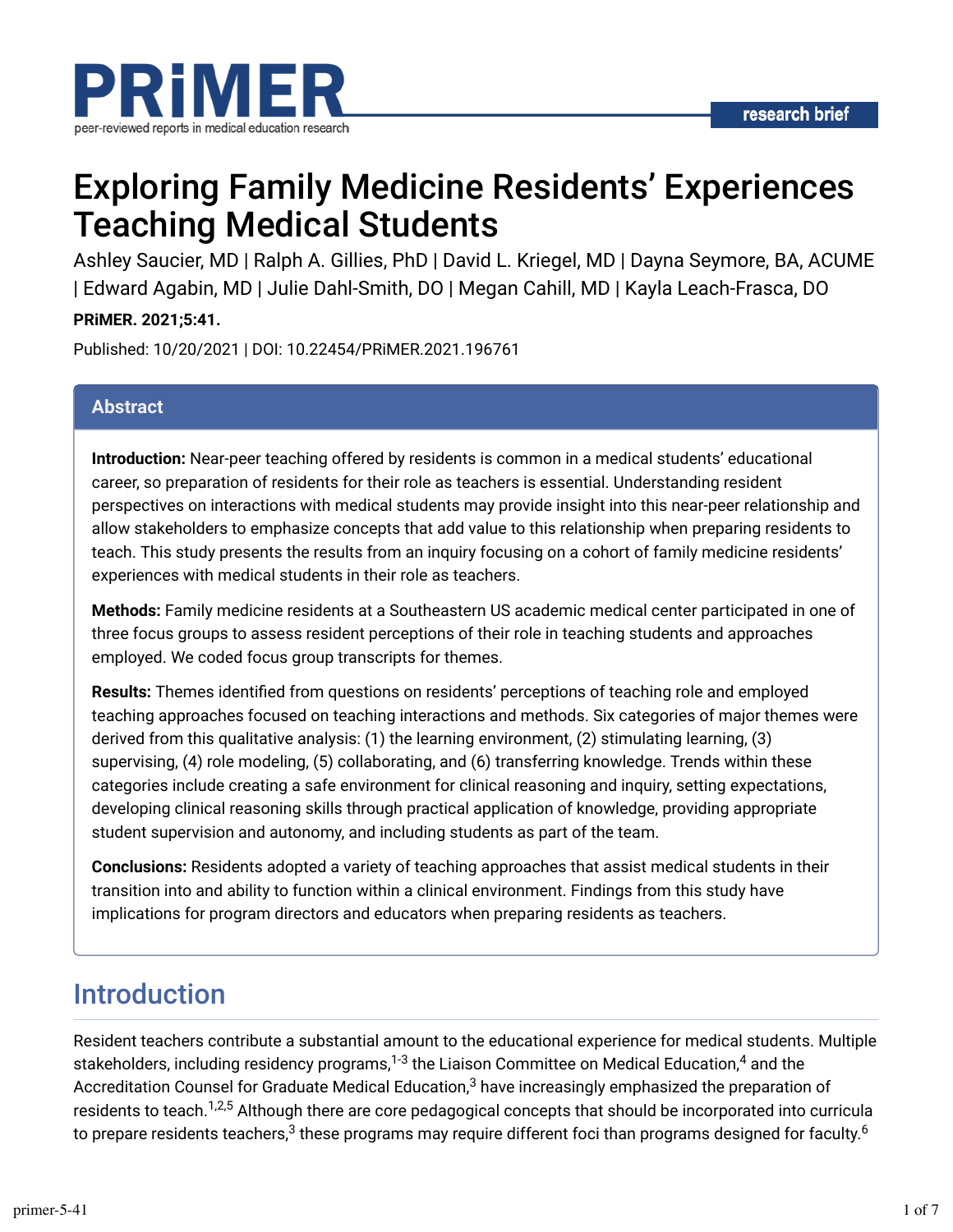research brief

# Exploring Family Medicine Residents' Experiences Teaching Medical Students

Ashley Saucier, MD | Ralph A. Gillies, PhD | David L. Kriegel, MD | Dayna Seymore, BA, ACUME | Edward Agabin, MD | Julie Dahl-Smith, DO | Megan Cahill, MD | Kayla Leach-Frasca, DO

**PRiMER. 2021;5:41.**

Published: 10/20/2021 | DOI: 10.22454/PRiMER.2021.196761

## Abstract

**Introduction:** Near-peer teaching offered by residents is common in a medical students' educational career, so preparation of residents for their role as teachers is essential. Understanding resident perspectives on interactions with medical students may provide insight into this near-peer relationship and allow stakeholders to emphasize concepts that add value to this relationship when preparing residents to teach. This study presents the results from an inquiry focusing on a cohort of family medicine residents' experiences with medical students in their role as teachers.

**Methods:** Family medicine residents at a Southeastern US academic medical center participated in one of three focus groups to assess resident perceptions of their role in teaching students and approaches employed. We coded focus group transcripts for themes.

**Results:** Themes identified from questions on residents' perceptions of teaching role and employed teaching approaches focused on teaching interactions and methods. Six categories of major themes were derived from this qualitative analysis: (1) the learning environment, (2) stimulating learning, (3) supervising, (4) role modeling, (5) collaborating, and (6) transferring knowledge. Trends within these categories include creating a safe environment for clinical reasoning and inquiry, setting expectations, developing clinical reasoning skills through practical application of knowledge, providing appropriate student supervision and autonomy, and including students as part of the team.

**Conclusions:** Residents adopted a variety of teaching approaches that assist medical students in their transition into and ability to function within a clinical environment. Findings from this study have implications for program directors and educators when preparing residents as teachers.

## Introduction

Resident teachers contribute a substantial amount to the educational experience for medical students. Multiple stakeholders, including residency programs,[1-3] the Liaison Committee on Medical Education,[4] and the Accreditation Counsel for Graduate Medical Education,[3] have increasingly emphasized the preparation of residents to teach.[1,2,5] Although there are core pedagogical concepts that should be incorporated into curricula to prepare residents teachers,[3] these programs may require different foci than programs designed for faculty.[6]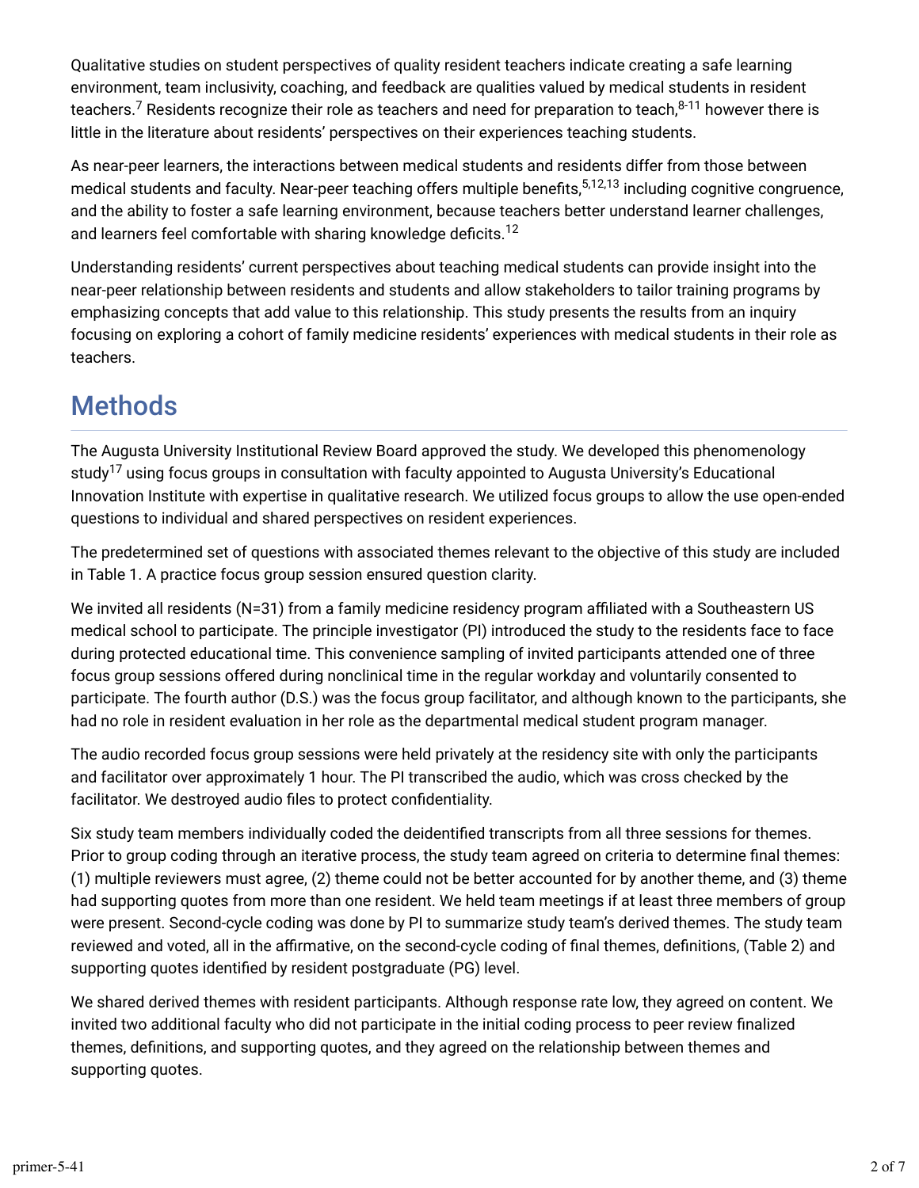Qualitative studies on student perspectives of quality resident teachers indicate creating a safe learning environment, team inclusivity, coaching, and feedback are qualities valued by medical students in resident teachers.[7] Residents recognize their role as teachers and need for preparation to teach,[8-11] however there is little in the literature about residents' perspectives on their experiences teaching students.

As near-peer learners, the interactions between medical students and residents differ from those between medical students and faculty. Near-peer teaching offers multiple benefits,[5,12,13] including cognitive congruence, and the ability to foster a safe learning environment, because teachers better understand learner challenges, and learners feel comfortable with sharing knowledge deficits.[12]

Understanding residents' current perspectives about teaching medical students can provide insight into the near-peer relationship between residents and students and allow stakeholders to tailor training programs by emphasizing concepts that add value to this relationship. This study presents the results from an inquiry focusing on exploring a cohort of family medicine residents' experiences with medical students in their role as teachers.

## Methods

The Augusta University Institutional Review Board approved the study. We developed this phenomenology study[17] using focus groups in consultation with faculty appointed to Augusta University's Educational Innovation Institute with expertise in qualitative research. We utilized focus groups to allow the use open-ended questions to individual and shared perspectives on resident experiences.

The predetermined set of questions with associated themes relevant to the objective of this study are included in Table 1. A practice focus group session ensured question clarity.

We invited all residents (N=31) from a family medicine residency program affiliated with a Southeastern US medical school to participate. The principle investigator (PI) introduced the study to the residents face to face during protected educational time. This convenience sampling of invited participants attended one of three focus group sessions offered during nonclinical time in the regular workday and voluntarily consented to participate. The fourth author (D.S.) was the focus group facilitator, and although known to the participants, she had no role in resident evaluation in her role as the departmental medical student program manager.

The audio recorded focus group sessions were held privately at the residency site with only the participants and facilitator over approximately 1 hour. The PI transcribed the audio, which was cross checked by the facilitator. We destroyed audio files to protect confidentiality.

Six study team members individually coded the deidentified transcripts from all three sessions for themes. Prior to group coding through an iterative process, the study team agreed on criteria to determine final themes: (1) multiple reviewers must agree, (2) theme could not be better accounted for by another theme, and (3) theme had supporting quotes from more than one resident. We held team meetings if at least three members of group were present. Second-cycle coding was done by PI to summarize study team's derived themes. The study team reviewed and voted, all in the affirmative, on the second-cycle coding of final themes, definitions, (Table 2) and supporting quotes identified by resident postgraduate (PG) level.

We shared derived themes with resident participants. Although response rate low, they agreed on content. We invited two additional faculty who did not participate in the initial coding process to peer review finalized themes, definitions, and supporting quotes, and they agreed on the relationship between themes and supporting quotes.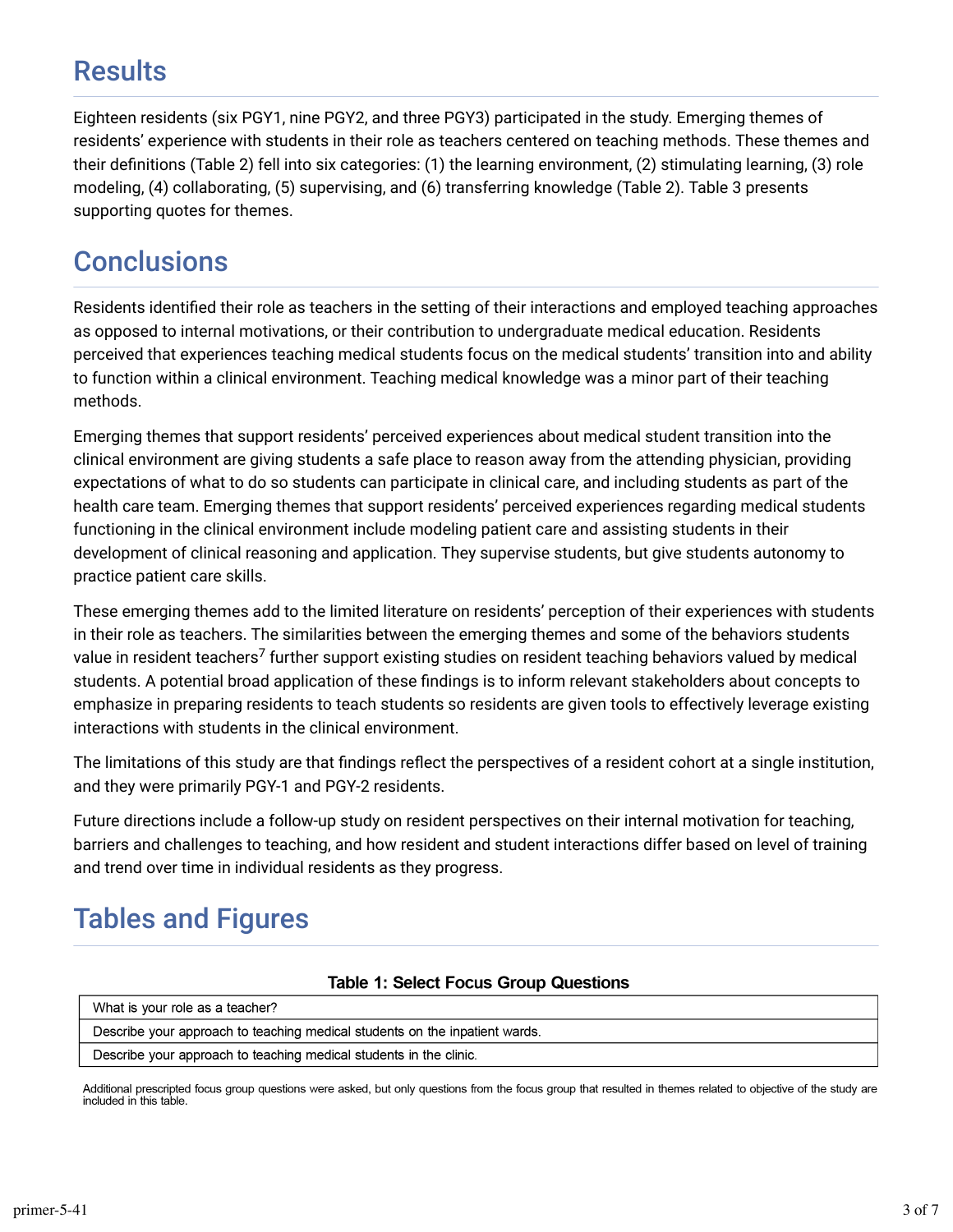## Results

Eighteen residents (six PGY1, nine PGY2, and three PGY3) participated in the study. Emerging themes of residents' experience with students in their role as teachers centered on teaching methods. These themes and their definitions (Table 2) fell into six categories: (1) the learning environment, (2) stimulating learning, (3) role modeling, (4) collaborating, (5) supervising, and (6) transferring knowledge (Table 2). Table 3 presents supporting quotes for themes.

## Conclusions

Residents identified their role as teachers in the setting of their interactions and employed teaching approaches as opposed to internal motivations, or their contribution to undergraduate medical education. Residents perceived that experiences teaching medical students focus on the medical students' transition into and ability to function within a clinical environment. Teaching medical knowledge was a minor part of their teaching methods.

Emerging themes that support residents' perceived experiences about medical student transition into the clinical environment are giving students a safe place to reason away from the attending physician, providing expectations of what to do so students can participate in clinical care, and including students as part of the health care team. Emerging themes that support residents' perceived experiences regarding medical students functioning in the clinical environment include modeling patient care and assisting students in their development of clinical reasoning and application. They supervise students, but give students autonomy to practice patient care skills.

These emerging themes add to the limited literature on residents' perception of their experiences with students in their role as teachers. The similarities between the emerging themes and some of the behaviors students value in resident teachers[7] further support existing studies on resident teaching behaviors valued by medical students. A potential broad application of these findings is to inform relevant stakeholders about concepts to emphasize in preparing residents to teach students so residents are given tools to effectively leverage existing interactions with students in the clinical environment.

The limitations of this study are that findings reflect the perspectives of a resident cohort at a single institution, and they were primarily PGY-1 and PGY-2 residents.

Future directions include a follow-up study on resident perspectives on their internal motivation for teaching, barriers and challenges to teaching, and how resident and student interactions differ based on level of training and trend over time in individual residents as they progress.

## Tables and Figures

**Table 1: Select Focus Group Questions**

| |
|---|
| What is your role as a teacher? |
| Describe your approach to teaching medical students on the inpatient wards. |
| Describe your approach to teaching medical students in the clinic. |

Additional prescripted focus group questions were asked, but only questions from the focus group that resulted in themes related to objective of the study are included in this table.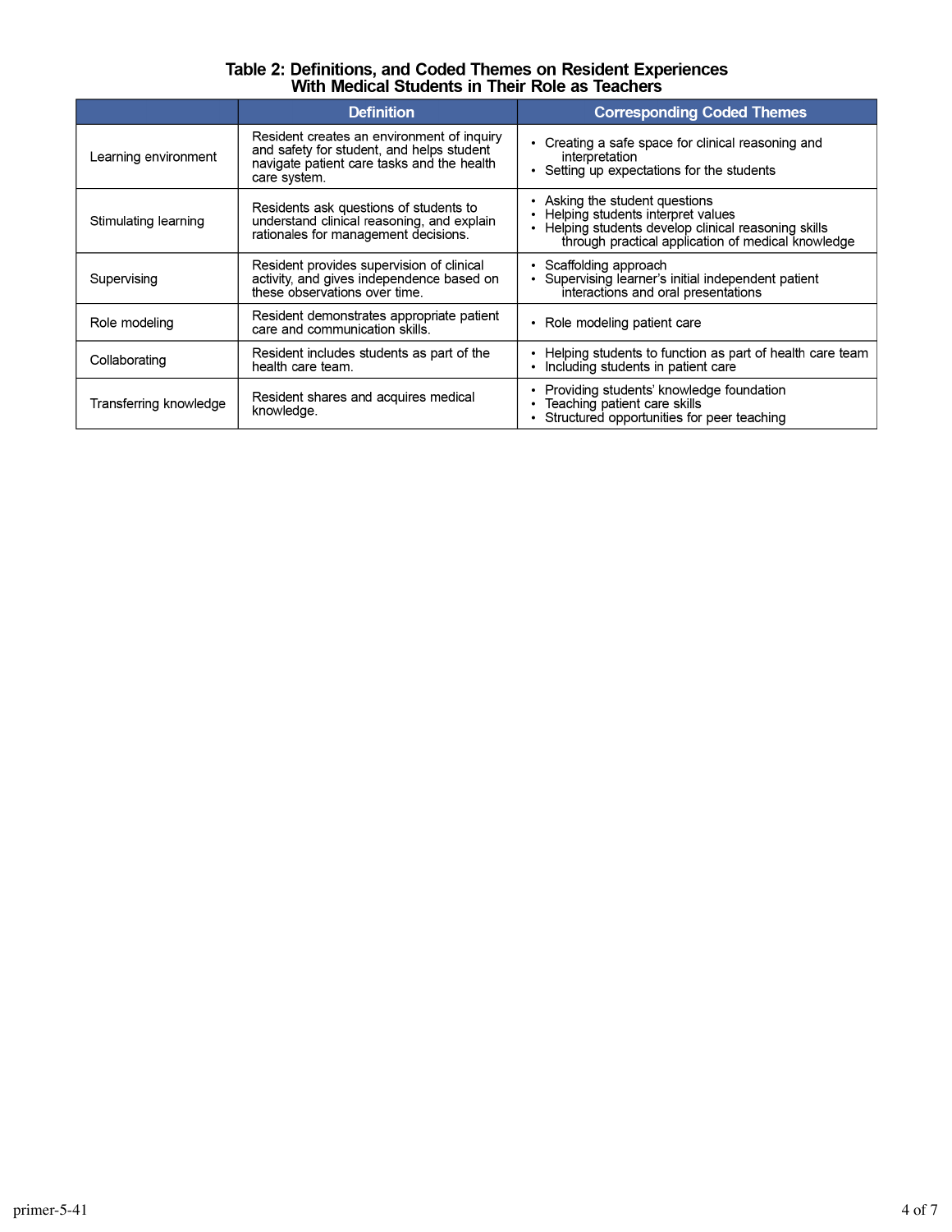**Table 2: Definitions, and Coded Themes on Resident Experiences With Medical Students in Their Role as Teachers**

| | Definition | Corresponding Coded Themes |
|---|---|---|
| Learning environment | Resident creates an environment of inquiry and safety for student, and helps student navigate patient care tasks and the health care system. | • Creating a safe space for clinical reasoning and interpretation<br>• Setting up expectations for the students |
| Stimulating learning | Residents ask questions of students to understand clinical reasoning, and explain rationales for management decisions. | • Asking the student questions<br>• Helping students interpret values<br>• Helping students develop clinical reasoning skills through practical application of medical knowledge |
| Supervising | Resident provides supervision of clinical activity, and gives independence based on these observations over time. | • Scaffolding approach<br>• Supervising learner's initial independent patient interactions and oral presentations |
| Role modeling | Resident demonstrates appropriate patient care and communication skills. | • Role modeling patient care |
| Collaborating | Resident includes students as part of the health care team. | • Helping students to function as part of health care team<br>• Including students in patient care |
| Transferring knowledge | Resident shares and acquires medical knowledge. | • Providing students' knowledge foundation<br>• Teaching patient care skills<br>• Structured opportunities for peer teaching |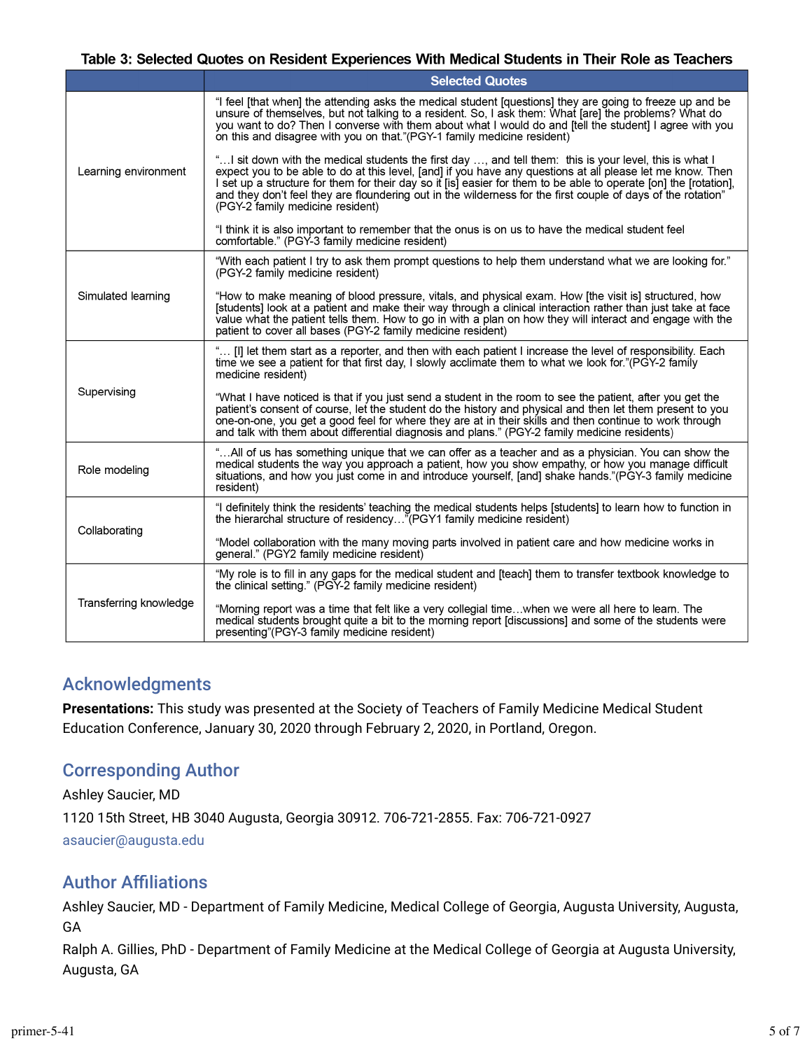**Table 3: Selected Quotes on Resident Experiences With Medical Students in Their Role as Teachers**

| | Selected Quotes |
|---|---|
| Learning environment | "I feel [that when] the attending asks the medical student [questions] they are going to freeze up and be unsure of themselves, but not talking to a resident. So, I ask them: What [are] the problems? What do you want to do? Then I converse with them about what I would do and [tell the student] I agree with you on this and disagree with you on that."(PGY-1 family medicine resident)<br><br>"…I sit down with the medical students the first day …, and tell them: this is your level, this is what I expect you to be able to do at this level, [and] if you have any questions at all please let me know. Then I set up a structure for them for their day so it [is] easier for them to be able to operate [on] the [rotation], and they don't feel they are floundering out in the wilderness for the first couple of days of the rotation" (PGY-2 family medicine resident)<br><br>"I think it is also important to remember that the onus is on us to have the medical student feel comfortable." (PGY-3 family medicine resident) |
| Simulated learning | "With each patient I try to ask them prompt questions to help them understand what we are looking for." (PGY-2 family medicine resident)<br><br>"How to make meaning of blood pressure, vitals, and physical exam. How [the visit is] structured, how [students] look at a patient and make their way through a clinical interaction rather than just take at face value what the patient tells them. How to go in with a plan on how they will interact and engage with the patient to cover all bases (PGY-2 family medicine resident) |
| Supervising | "… [I] let them start as a reporter, and then with each patient I increase the level of responsibility. Each time we see a patient for that first day, I slowly acclimate them to what we look for."(PGY-2 family medicine resident)<br><br>"What I have noticed is that if you just send a student in the room to see the patient, after you get the patient's consent of course, let the student do the history and physical and then let them present to you one-on-one, you get a good feel for where they are at in their skills and then continue to work through and talk with them about differential diagnosis and plans." (PGY-2 family medicine residents) |
| Role modeling | "…All of us has something unique that we can offer as a teacher and as a physician. You can show the medical students the way you approach a patient, how you show empathy, or how you manage difficult situations, and how you just come in and introduce yourself, [and] shake hands."(PGY-3 family medicine resident) |
| Collaborating | "I definitely think the residents' teaching the medical students helps [students] to learn how to function in the hierarchal structure of residency…"(PGY1 family medicine resident)<br><br>"Model collaboration with the many moving parts involved in patient care and how medicine works in general." (PGY2 family medicine resident) |
| Transferring knowledge | "My role is to fill in any gaps for the medical student and [teach] them to transfer textbook knowledge to the clinical setting." (PGY-2 family medicine resident)<br><br>"Morning report was a time that felt like a very collegial time…when we were all here to learn. The medical students brought quite a bit to the morning report [discussions] and some of the students were presenting"(PGY-3 family medicine resident) |

## Acknowledgments

**Presentations:** This study was presented at the Society of Teachers of Family Medicine Medical Student Education Conference, January 30, 2020 through February 2, 2020, in Portland, Oregon.

## Corresponding Author

Ashley Saucier, MD

1120 15th Street, HB 3040 Augusta, Georgia 30912. 706-721-2855. Fax: 706-721-0927

asaucier@augusta.edu

## Author Affiliations

Ashley Saucier, MD - Department of Family Medicine, Medical College of Georgia, Augusta University, Augusta, GA

Ralph A. Gillies, PhD - Department of Family Medicine at the Medical College of Georgia at Augusta University, Augusta, GA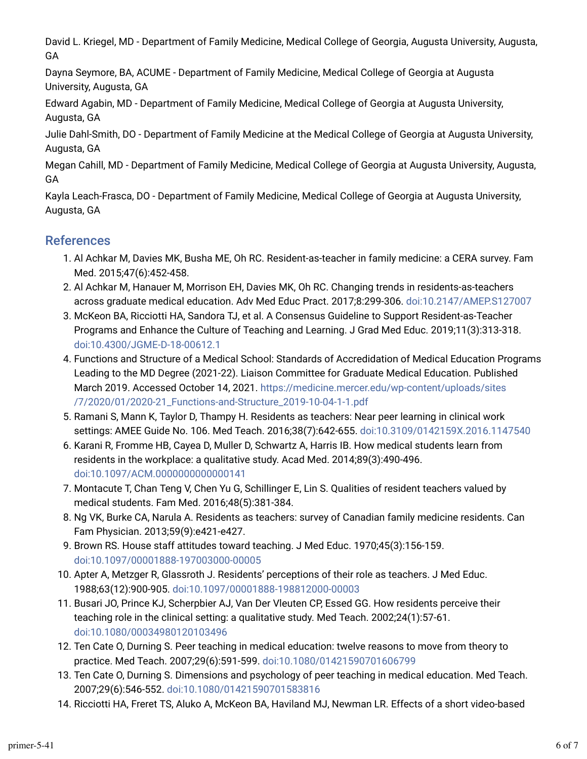David L. Kriegel, MD - Department of Family Medicine, Medical College of Georgia, Augusta University, Augusta, GA

Dayna Seymore, BA, ACUME - Department of Family Medicine, Medical College of Georgia at Augusta University, Augusta, GA

Edward Agabin, MD - Department of Family Medicine, Medical College of Georgia at Augusta University, Augusta, GA

Julie Dahl-Smith, DO - Department of Family Medicine at the Medical College of Georgia at Augusta University, Augusta, GA

Megan Cahill, MD - Department of Family Medicine, Medical College of Georgia at Augusta University, Augusta, GA

Kayla Leach-Frasca, DO - Department of Family Medicine, Medical College of Georgia at Augusta University, Augusta, GA

## References

1. Al Achkar M, Davies MK, Busha ME, Oh RC. Resident-as-teacher in family medicine: a CERA survey. Fam Med. 2015;47(6):452-458.
2. Al Achkar M, Hanauer M, Morrison EH, Davies MK, Oh RC. Changing trends in residents-as-teachers across graduate medical education. Adv Med Educ Pract. 2017;8:299-306. doi:10.2147/AMEP.S127007
3. McKeon BA, Ricciotti HA, Sandora TJ, et al. A Consensus Guideline to Support Resident-as-Teacher Programs and Enhance the Culture of Teaching and Learning. J Grad Med Educ. 2019;11(3):313-318. doi:10.4300/JGME-D-18-00612.1
4. Functions and Structure of a Medical School: Standards of Accredidation of Medical Education Programs Leading to the MD Degree (2021-22). Liaison Committee for Graduate Medical Education. Published March 2019. Accessed October 14, 2021. https://medicine.mercer.edu/wp-content/uploads/sites/7/2020/01/2020-21_Functions-and-Structure_2019-10-04-1-1.pdf
5. Ramani S, Mann K, Taylor D, Thampy H. Residents as teachers: Near peer learning in clinical work settings: AMEE Guide No. 106. Med Teach. 2016;38(7):642-655. doi:10.3109/0142159X.2016.1147540
6. Karani R, Fromme HB, Cayea D, Muller D, Schwartz A, Harris IB. How medical students learn from residents in the workplace: a qualitative study. Acad Med. 2014;89(3):490-496. doi:10.1097/ACM.0000000000000141
7. Montacute T, Chan Teng V, Chen Yu G, Schillinger E, Lin S. Qualities of resident teachers valued by medical students. Fam Med. 2016;48(5):381-384.
8. Ng VK, Burke CA, Narula A. Residents as teachers: survey of Canadian family medicine residents. Can Fam Physician. 2013;59(9):e421-e427.
9. Brown RS. House staff attitudes toward teaching. J Med Educ. 1970;45(3):156-159. doi:10.1097/00001888-197003000-00005
10. Apter A, Metzger R, Glassroth J. Residents' perceptions of their role as teachers. J Med Educ. 1988;63(12):900-905. doi:10.1097/00001888-198812000-00003
11. Busari JO, Prince KJ, Scherpbier AJ, Van Der Vleuten CP, Essed GG. How residents perceive their teaching role in the clinical setting: a qualitative study. Med Teach. 2002;24(1):57-61. doi:10.1080/00034980120103496
12. Ten Cate O, Durning S. Peer teaching in medical education: twelve reasons to move from theory to practice. Med Teach. 2007;29(6):591-599. doi:10.1080/01421590701606799
13. Ten Cate O, Durning S. Dimensions and psychology of peer teaching in medical education. Med Teach. 2007;29(6):546-552. doi:10.1080/01421590701583816
14. Ricciotti HA, Freret TS, Aluko A, McKeon BA, Haviland MJ, Newman LR. Effects of a short video-based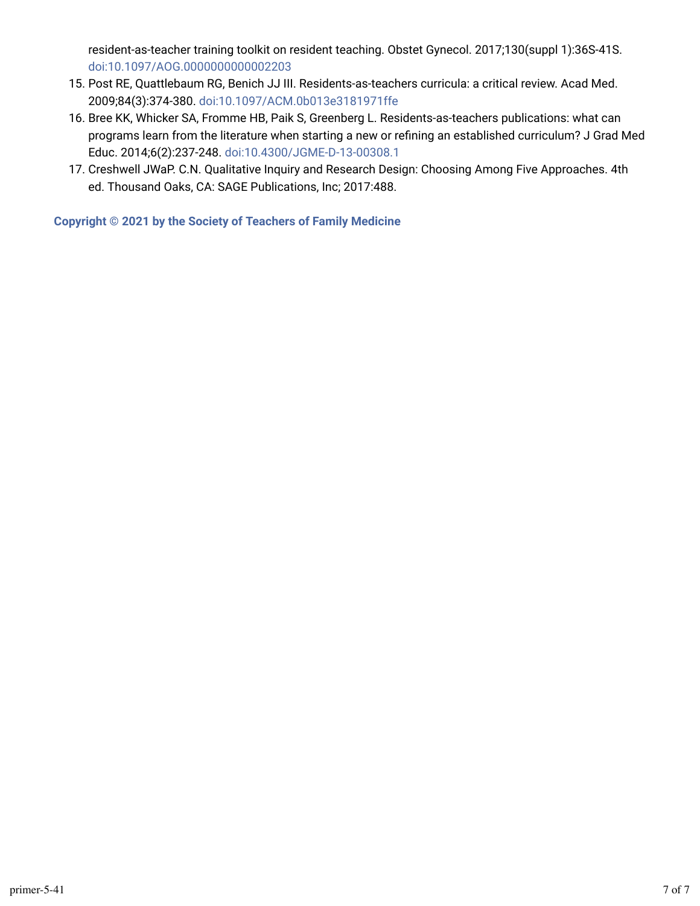resident-as-teacher training toolkit on resident teaching. Obstet Gynecol. 2017;130(suppl 1):36S-41S. doi:10.1097/AOG.0000000000002203

15. Post RE, Quattlebaum RG, Benich JJ III. Residents-as-teachers curricula: a critical review. Acad Med. 2009;84(3):374-380. doi:10.1097/ACM.0b013e3181971ffe
16. Bree KK, Whicker SA, Fromme HB, Paik S, Greenberg L. Residents-as-teachers publications: what can programs learn from the literature when starting a new or refining an established curriculum? J Grad Med Educ. 2014;6(2):237-248. doi:10.4300/JGME-D-13-00308.1
17. Creshwell JWaP. C.N. Qualitative Inquiry and Research Design: Choosing Among Five Approaches. 4th ed. Thousand Oaks, CA: SAGE Publications, Inc; 2017:488.

**Copyright © 2021 by the Society of Teachers of Family Medicine**